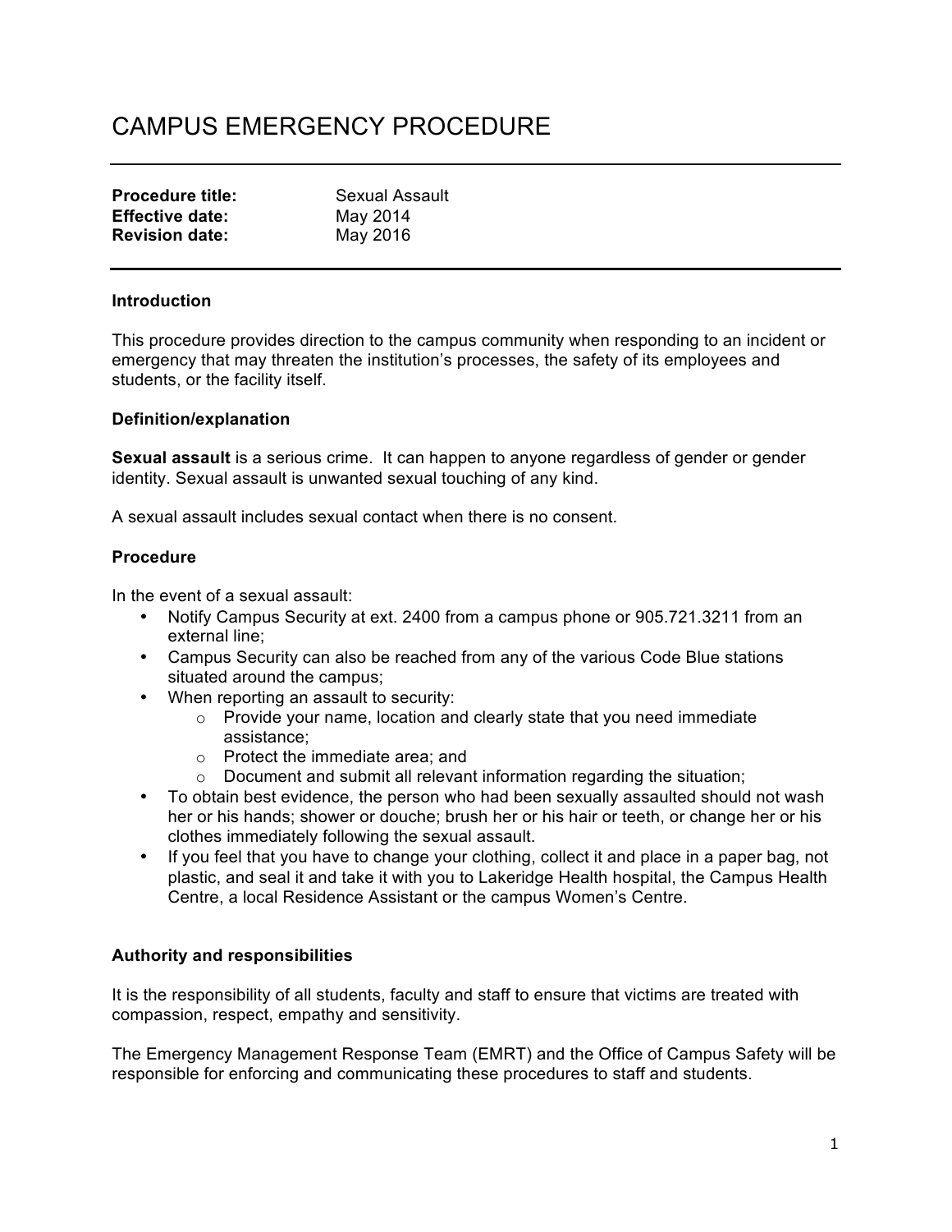# CAMPUS EMERGENCY PROCEDURE

**Procedure title:** Sexual Assault
**Effective date:** May 2014
**Revision date:** May 2016

### Introduction

This procedure provides direction to the campus community when responding to an incident or emergency that may threaten the institution's processes, the safety of its employees and students, or the facility itself.

### Definition/explanation

**Sexual assault** is a serious crime. It can happen to anyone regardless of gender or gender identity. Sexual assault is unwanted sexual touching of any kind.

A sexual assault includes sexual contact when there is no consent.

### Procedure

In the event of a sexual assault:

- Notify Campus Security at ext. 2400 from a campus phone or 905.721.3211 from an external line;
- Campus Security can also be reached from any of the various Code Blue stations situated around the campus;
- When reporting an assault to security:
  - Provide your name, location and clearly state that you need immediate assistance;
  - Protect the immediate area; and
  - Document and submit all relevant information regarding the situation;
- To obtain best evidence, the person who had been sexually assaulted should not wash her or his hands; shower or douche; brush her or his hair or teeth, or change her or his clothes immediately following the sexual assault.
- If you feel that you have to change your clothing, collect it and place in a paper bag, not plastic, and seal it and take it with you to Lakeridge Health hospital, the Campus Health Centre, a local Residence Assistant or the campus Women's Centre.

### Authority and responsibilities

It is the responsibility of all students, faculty and staff to ensure that victims are treated with compassion, respect, empathy and sensitivity.

The Emergency Management Response Team (EMRT) and the Office of Campus Safety will be responsible for enforcing and communicating these procedures to staff and students.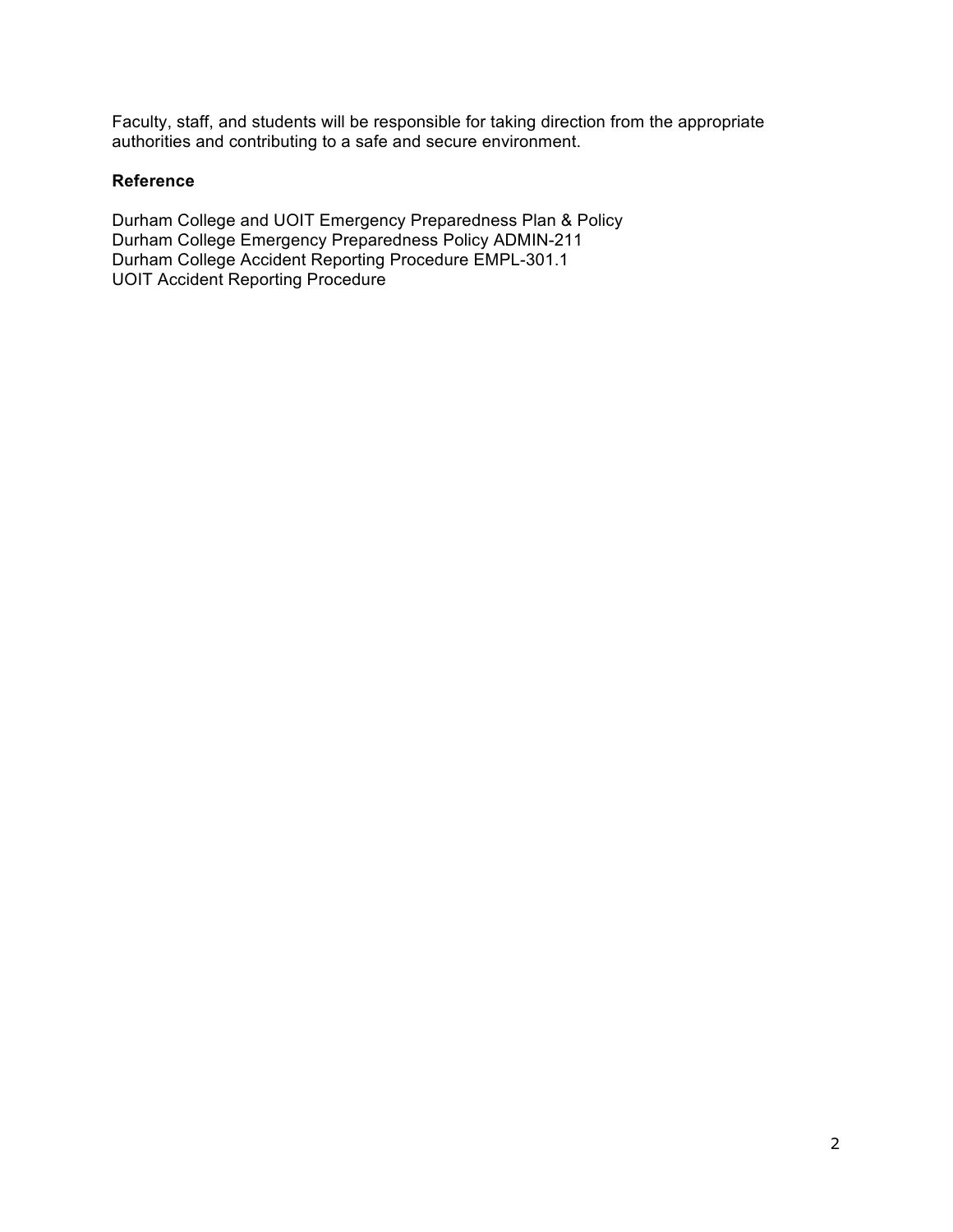Faculty, staff, and students will be responsible for taking direction from the appropriate authorities and contributing to a safe and secure environment.

**Reference**

Durham College and UOIT Emergency Preparedness Plan & Policy
Durham College Emergency Preparedness Policy ADMIN-211
Durham College Accident Reporting Procedure EMPL-301.1
UOIT Accident Reporting Procedure